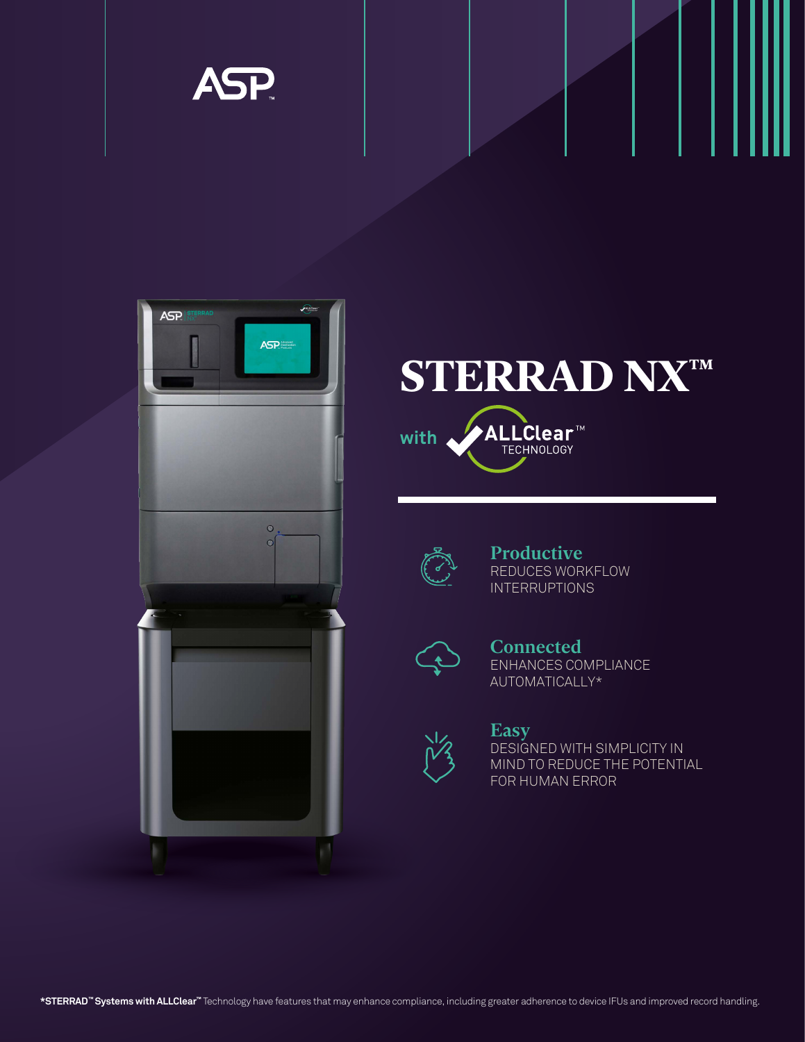ASP™

# STERRAD NX™

with ALLClear™ TECHNOLOGY

### Productive
REDUCES WORKFLOW INTERRUPTIONS

### Connected
ENHANCES COMPLIANCE AUTOMATICALLY*

### Easy
DESIGNED WITH SIMPLICITY IN MIND TO REDUCE THE POTENTIAL FOR HUMAN ERROR

***STERRAD™ Systems with ALLClear™** Technology have features that may enhance compliance, including greater adherence to device IFUs and improved record handling.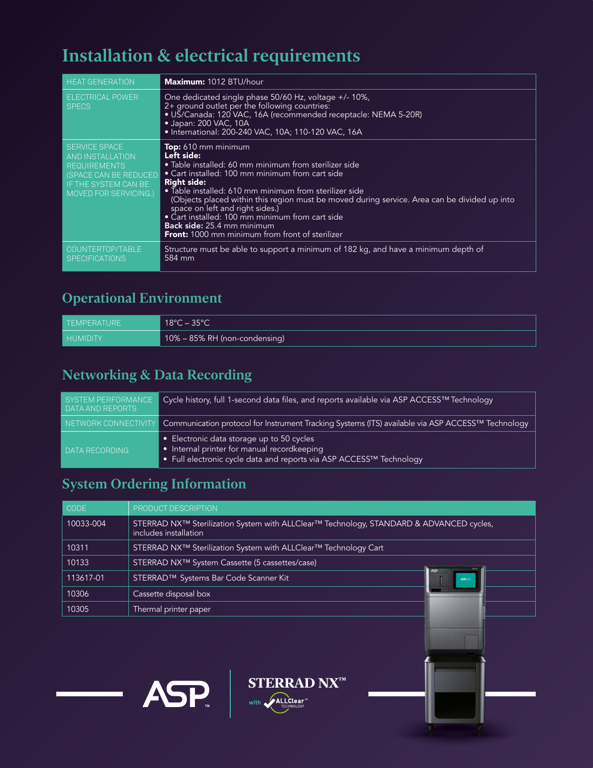# Installation & electrical requirements

| | |
|---|---|
| HEAT GENERATION | **Maximum:** 1012 BTU/hour |
| ELECTRICAL POWER SPECS | One dedicated single phase 50/60 Hz, voltage +/- 10%, 2+ ground outlet per the following countries:<br>• US/Canada: 120 VAC, 16A (recommended receptacle: NEMA 5-20R)<br>• Japan: 200 VAC, 10A<br>• International: 200-240 VAC, 10A; 110-120 VAC, 16A |
| SERVICE SPACE AND INSTALLATION REQUIREMENTS (SPACE CAN BE REDUCED IF THE SYSTEM CAN BE MOVED FOR SERVICING.) | **Top:** 610 mm minimum<br>**Left side:**<br>• Table installed: 60 mm minimum from sterilizer side<br>• Cart installed: 100 mm minimum from cart side<br>**Right side:**<br>• Table installed: 610 mm minimum from sterilizer side (Objects placed within this region must be moved during service. Area can be divided up into space on left and right sides.)<br>• Cart installed: 100 mm minimum from cart side<br>**Back side:** 25.4 mm minimum<br>**Front:** 1000 mm minimum from front of sterilizer |
| COUNTERTOP/TABLE SPECIFICATIONS | Structure must be able to support a minimum of 182 kg, and have a minimum depth of 584 mm |

## Operational Environment

| | |
|---|---|
| TEMPERATURE | 18°C – 35°C |
| HUMIDITY | 10% – 85% RH (non-condensing) |

## Networking & Data Recording

| | |
|---|---|
| SYSTEM PERFORMANCE DATA AND REPORTS | Cycle history, full 1-second data files, and reports available via ASP ACCESS™ Technology |
| NETWORK CONNECTIVITY | Communication protocol for Instrument Tracking Systems (ITS) available via ASP ACCESS™ Technology |
| DATA RECORDING | • Electronic data storage up to 50 cycles<br>• Internal printer for manual recordkeeping<br>• Full electronic cycle data and reports via ASP ACCESS™ Technology |

## System Ordering Information

| CODE | PRODUCT DESCRIPTION |
|---|---|
| 10033-004 | STERRAD NX™ Sterilization System with ALLClear™ Technology, STANDARD & ADVANCED cycles, includes installation |
| 10311 | STERRAD NX™ Sterilization System with ALLClear™ Technology Cart |
| 10133 | STERRAD NX™ System Cassette (5 cassettes/case) |
| 113617-01 | STERRAD™ Systems Bar Code Scanner Kit |
| 10306 | Cassette disposal box |
| 10305 | Thermal printer paper |

ASP™

STERRAD NX™ with ALLClear™ TECHNOLOGY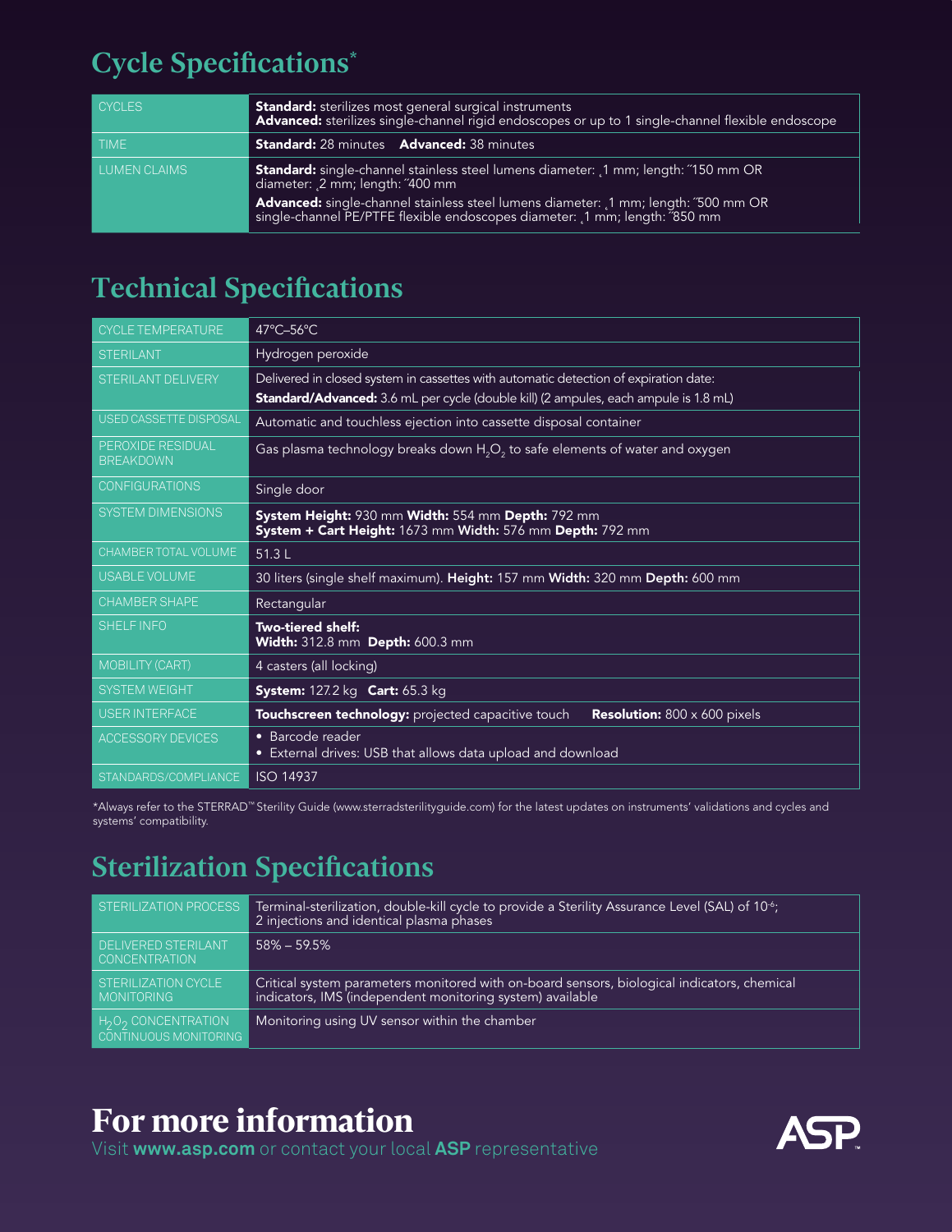## Cycle Specifications*

| | |
|---|---|
| CYCLES | **Standard:** sterilizes most general surgical instruments<br>**Advanced:** sterilizes single-channel rigid endoscopes or up to 1 single-channel flexible endoscope |
| TIME | **Standard:** 28 minutes **Advanced:** 38 minutes |
| LUMEN CLAIMS | **Standard:** single-channel stainless steel lumens diameter: ˛1 mm; length: ˝150 mm OR diameter: ˛2 mm; length: ˝400 mm<br>**Advanced:** single-channel stainless steel lumens diameter: ˛1 mm; length: ˝500 mm OR single-channel PE/PTFE flexible endoscopes diameter: ˛1 mm; length: ˝850 mm |

## Technical Specifications

| | |
|---|---|
| CYCLE TEMPERATURE | 47°C–56°C |
| STERILANT | Hydrogen peroxide |
| STERILANT DELIVERY | Delivered in closed system in cassettes with automatic detection of expiration date:<br>**Standard/Advanced:** 3.6 mL per cycle (double kill) (2 ampules, each ampule is 1.8 mL) |
| USED CASSETTE DISPOSAL | Automatic and touchless ejection into cassette disposal container |
| PEROXIDE RESIDUAL BREAKDOWN | Gas plasma technology breaks down $H_2O_2$ to safe elements of water and oxygen |
| CONFIGURATIONS | Single door |
| SYSTEM DIMENSIONS | **System Height:** 930 mm **Width:** 554 mm **Depth:** 792 mm<br>**System + Cart Height:** 1673 mm **Width:** 576 mm **Depth:** 792 mm |
| CHAMBER TOTAL VOLUME | 51.3 L |
| USABLE VOLUME | 30 liters (single shelf maximum). **Height:** 157 mm **Width:** 320 mm **Depth:** 600 mm |
| CHAMBER SHAPE | Rectangular |
| SHELF INFO | **Two-tiered shelf:**<br>**Width:** 312.8 mm **Depth:** 600.3 mm |
| MOBILITY (CART) | 4 casters (all locking) |
| SYSTEM WEIGHT | **System:** 127.2 kg **Cart:** 65.3 kg |
| USER INTERFACE | **Touchscreen technology:** projected capacitive touch **Resolution:** 800 x 600 pixels |
| ACCESSORY DEVICES | • Barcode reader<br>• External drives: USB that allows data upload and download |
| STANDARDS/COMPLIANCE | ISO 14937 |

*Always refer to the STERRAD™ Sterility Guide (www.sterradsterilityguide.com) for the latest updates on instruments' validations and cycles and systems' compatibility.

## Sterilization Specifications

| | |
|---|---|
| STERILIZATION PROCESS | Terminal-sterilization, double-kill cycle to provide a Sterility Assurance Level (SAL) of $10^{-6}$; 2 injections and identical plasma phases |
| DELIVERED STERILANT CONCENTRATION | 58% – 59.5% |
| STERILIZATION CYCLE MONITORING | Critical system parameters monitored with on-board sensors, biological indicators, chemical indicators, IMS (independent monitoring system) available |
| $H_2O_2$ CONCENTRATION CONTINUOUS MONITORING | Monitoring using UV sensor within the chamber |

# For more information

Visit **www.asp.com** or contact your local **ASP** representative

ASP™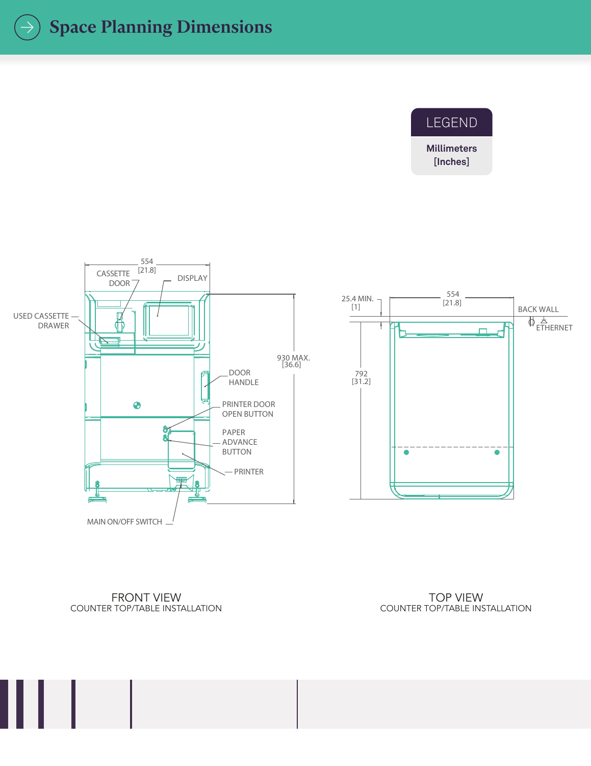# Space Planning Dimensions

LEGEND

**Millimeters**
**[Inches]**

554
[21.8]

CASSETTE DOOR

DISPLAY

USED CASSETTE DRAWER

930 MAX.
[36.6]

DOOR HANDLE

PRINTER DOOR OPEN BUTTON

PAPER ADVANCE BUTTON

PRINTER

MAIN ON/OFF SWITCH

FRONT VIEW
COUNTER TOP/TABLE INSTALLATION

25.4 MIN.
[1]

554
[21.8]

BACK WALL

ETHERNET

792
[31.2]

TOP VIEW
COUNTER TOP/TABLE INSTALLATION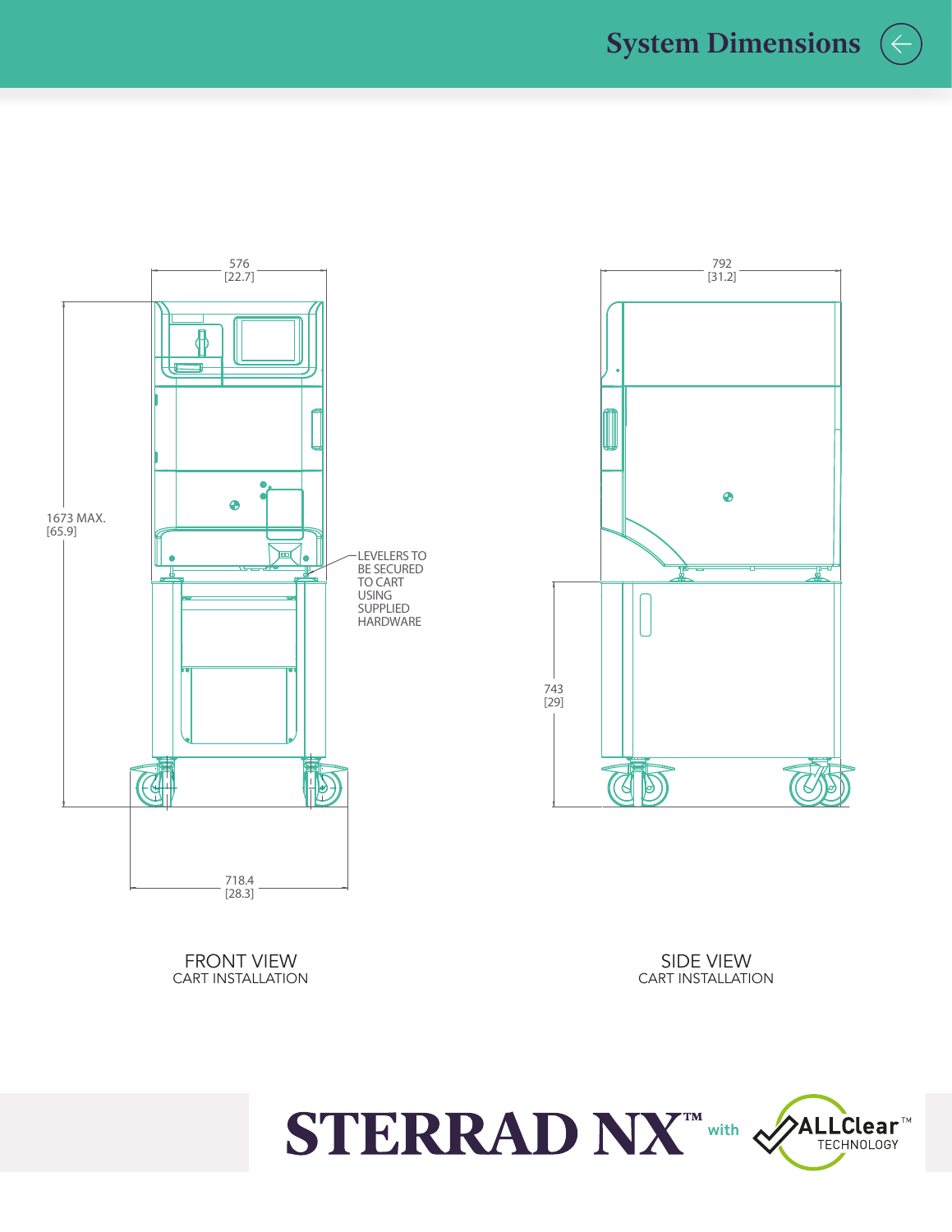# System Dimensions

576
[22.7]

1673 MAX.
[65.9]

LEVELERS TO BE SECURED TO CART USING SUPPLIED HARDWARE

718.4
[28.3]

FRONT VIEW
CART INSTALLATION

792
[31.2]

743
[29]

SIDE VIEW
CART INSTALLATION

STERRAD NX™ with ALLClear™ TECHNOLOGY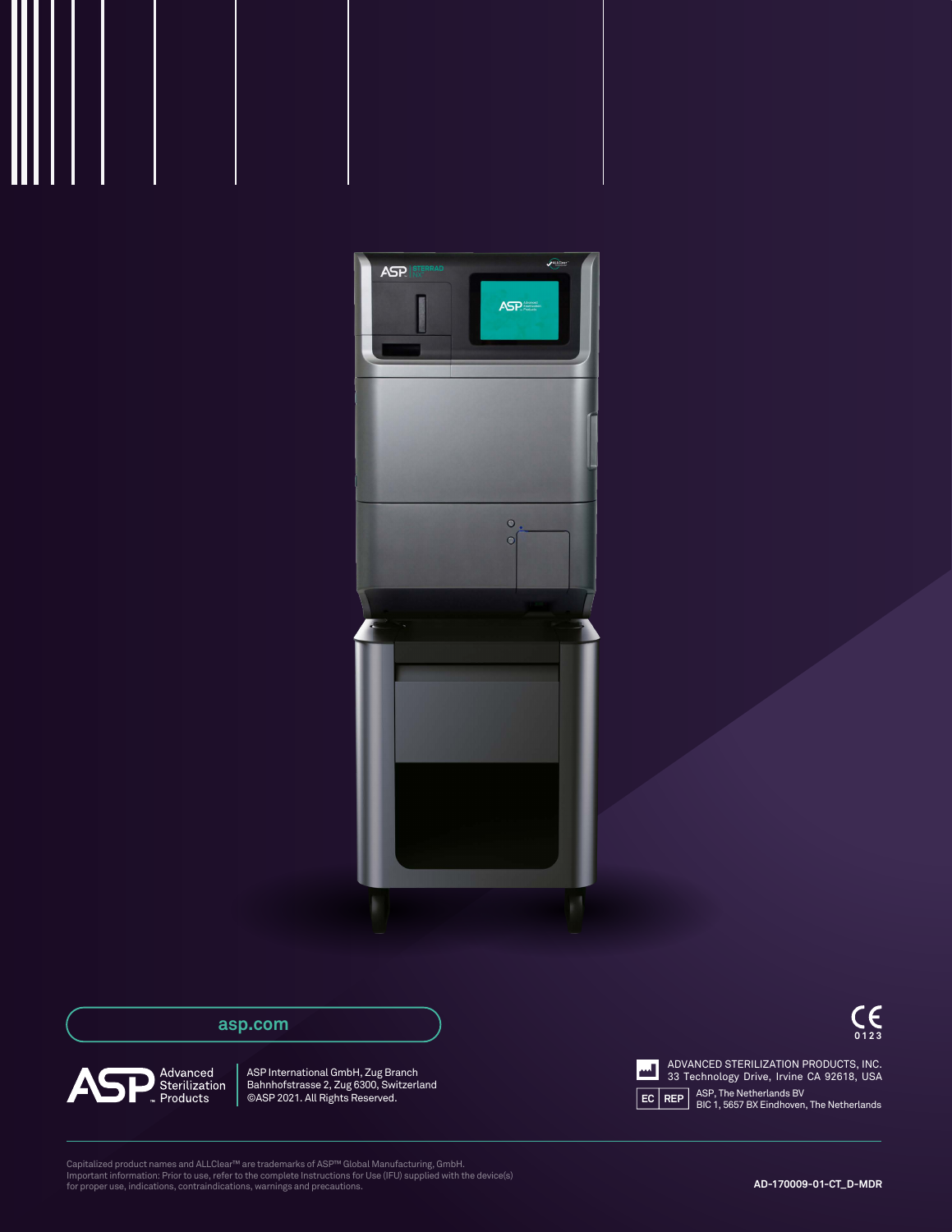asp.com

ASP Advanced Sterilization Products

ASP International GmbH, Zug Branch
Bahnhofstrasse 2, Zug 6300, Switzerland
©ASP 2021. All Rights Reserved.

CE 0123

ADVANCED STERILIZATION PRODUCTS, INC.
33 Technology Drive, Irvine CA 92618, USA

EC REP ASP, The Netherlands BV
BIC 1, 5657 BX Eindhoven, The Netherlands

Capitalized product names and ALLClear™ are trademarks of ASP™ Global Manufacturing, GmbH.
Important information: Prior to use, refer to the complete Instructions for Use (IFU) supplied with the device(s) for proper use, indications, contraindications, warnings and precautions.

AD-170009-01-CT_D-MDR